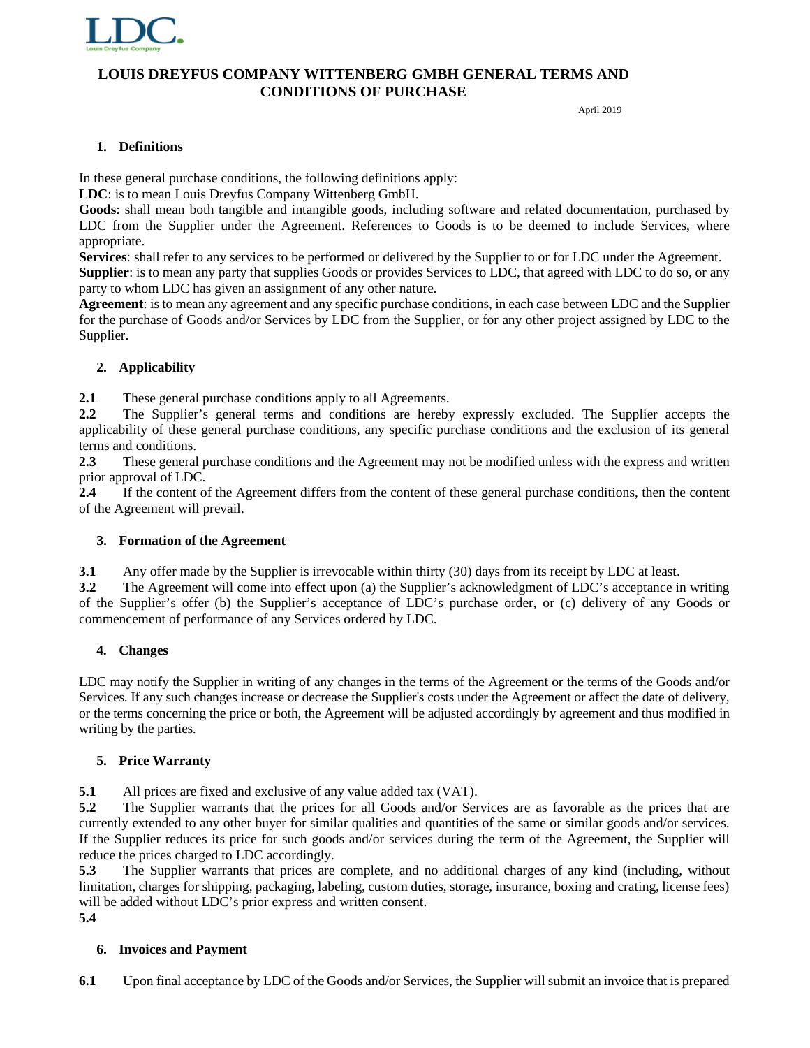# LOUIS DREYFUS COMPANY WITTENBERG GMBH GENERAL TERMS AND CONDITIONS OF PURCHASE

April 2019

## 1. Definitions

In these general purchase conditions, the following definitions apply:

**LDC**: is to mean Louis Dreyfus Company Wittenberg GmbH.

**Goods**: shall mean both tangible and intangible goods, including software and related documentation, purchased by LDC from the Supplier under the Agreement. References to Goods is to be deemed to include Services, where appropriate.

**Services**: shall refer to any services to be performed or delivered by the Supplier to or for LDC under the Agreement.

**Supplier**: is to mean any party that supplies Goods or provides Services to LDC, that agreed with LDC to do so, or any party to whom LDC has given an assignment of any other nature.

**Agreement**: is to mean any agreement and any specific purchase conditions, in each case between LDC and the Supplier for the purchase of Goods and/or Services by LDC from the Supplier, or for any other project assigned by LDC to the Supplier.

## 2. Applicability

**2.1** These general purchase conditions apply to all Agreements.

**2.2** The Supplier's general terms and conditions are hereby expressly excluded. The Supplier accepts the applicability of these general purchase conditions, any specific purchase conditions and the exclusion of its general terms and conditions.

**2.3** These general purchase conditions and the Agreement may not be modified unless with the express and written prior approval of LDC.

**2.4** If the content of the Agreement differs from the content of these general purchase conditions, then the content of the Agreement will prevail.

## 3. Formation of the Agreement

**3.1** Any offer made by the Supplier is irrevocable within thirty (30) days from its receipt by LDC at least.

**3.2** The Agreement will come into effect upon (a) the Supplier's acknowledgment of LDC's acceptance in writing of the Supplier's offer (b) the Supplier's acceptance of LDC's purchase order, or (c) delivery of any Goods or commencement of performance of any Services ordered by LDC.

## 4. Changes

LDC may notify the Supplier in writing of any changes in the terms of the Agreement or the terms of the Goods and/or Services. If any such changes increase or decrease the Supplier's costs under the Agreement or affect the date of delivery, or the terms concerning the price or both, the Agreement will be adjusted accordingly by agreement and thus modified in writing by the parties.

## 5. Price Warranty

**5.1** All prices are fixed and exclusive of any value added tax (VAT).

**5.2** The Supplier warrants that the prices for all Goods and/or Services are as favorable as the prices that are currently extended to any other buyer for similar qualities and quantities of the same or similar goods and/or services. If the Supplier reduces its price for such goods and/or services during the term of the Agreement, the Supplier will reduce the prices charged to LDC accordingly.

**5.3** The Supplier warrants that prices are complete, and no additional charges of any kind (including, without limitation, charges for shipping, packaging, labeling, custom duties, storage, insurance, boxing and crating, license fees) will be added without LDC's prior express and written consent.

**5.4**

## 6. Invoices and Payment

**6.1** Upon final acceptance by LDC of the Goods and/or Services, the Supplier will submit an invoice that is prepared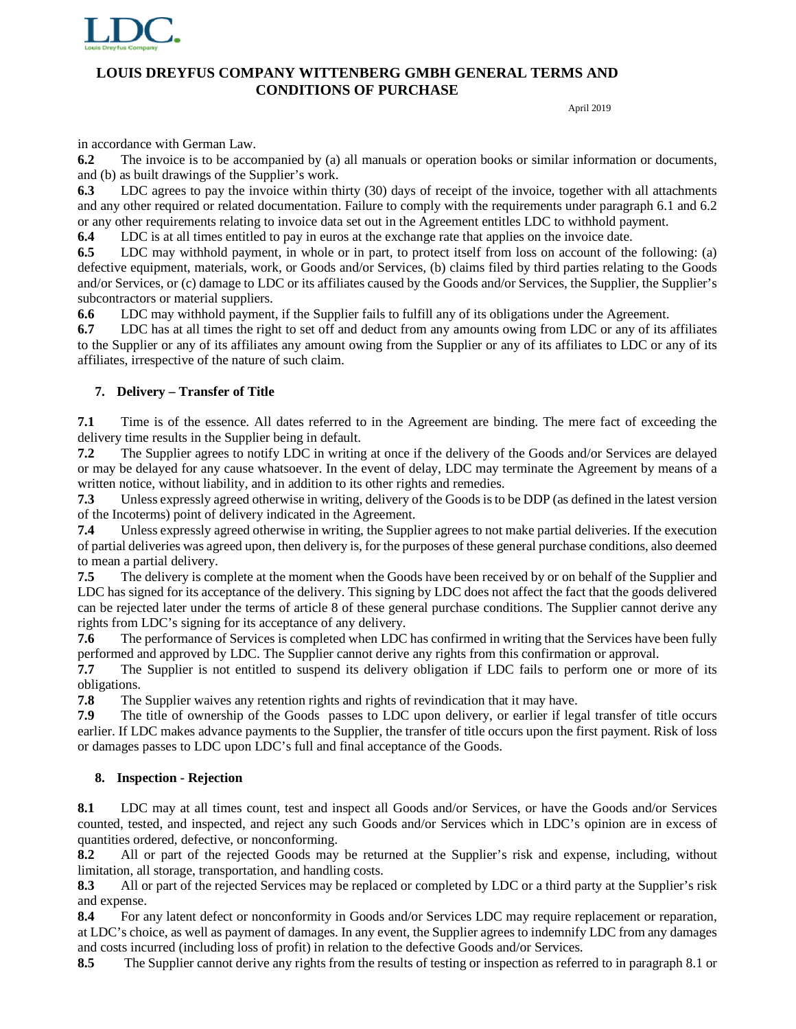in accordance with German Law.

**6.2** The invoice is to be accompanied by (a) all manuals or operation books or similar information or documents, and (b) as built drawings of the Supplier's work.

**6.3** LDC agrees to pay the invoice within thirty (30) days of receipt of the invoice, together with all attachments and any other required or related documentation. Failure to comply with the requirements under paragraph 6.1 and 6.2 or any other requirements relating to invoice data set out in the Agreement entitles LDC to withhold payment.

**6.4** LDC is at all times entitled to pay in euros at the exchange rate that applies on the invoice date.

**6.5** LDC may withhold payment, in whole or in part, to protect itself from loss on account of the following: (a) defective equipment, materials, work, or Goods and/or Services, (b) claims filed by third parties relating to the Goods and/or Services, or (c) damage to LDC or its affiliates caused by the Goods and/or Services, the Supplier, the Supplier's subcontractors or material suppliers.

**6.6** LDC may withhold payment, if the Supplier fails to fulfill any of its obligations under the Agreement.

**6.7** LDC has at all times the right to set off and deduct from any amounts owing from LDC or any of its affiliates to the Supplier or any of its affiliates any amount owing from the Supplier or any of its affiliates to LDC or any of its affiliates, irrespective of the nature of such claim.

## 7. Delivery – Transfer of Title

**7.1** Time is of the essence. All dates referred to in the Agreement are binding. The mere fact of exceeding the delivery time results in the Supplier being in default.

**7.2** The Supplier agrees to notify LDC in writing at once if the delivery of the Goods and/or Services are delayed or may be delayed for any cause whatsoever. In the event of delay, LDC may terminate the Agreement by means of a written notice, without liability, and in addition to its other rights and remedies.

**7.3** Unless expressly agreed otherwise in writing, delivery of the Goods is to be DDP (as defined in the latest version of the Incoterms) point of delivery indicated in the Agreement.

**7.4** Unless expressly agreed otherwise in writing, the Supplier agrees to not make partial deliveries. If the execution of partial deliveries was agreed upon, then delivery is, for the purposes of these general purchase conditions, also deemed to mean a partial delivery.

**7.5** The delivery is complete at the moment when the Goods have been received by or on behalf of the Supplier and LDC has signed for its acceptance of the delivery. This signing by LDC does not affect the fact that the goods delivered can be rejected later under the terms of article 8 of these general purchase conditions. The Supplier cannot derive any rights from LDC's signing for its acceptance of any delivery.

**7.6** The performance of Services is completed when LDC has confirmed in writing that the Services have been fully performed and approved by LDC. The Supplier cannot derive any rights from this confirmation or approval.

**7.7** The Supplier is not entitled to suspend its delivery obligation if LDC fails to perform one or more of its obligations.

**7.8** The Supplier waives any retention rights and rights of revindication that it may have.

**7.9** The title of ownership of the Goods passes to LDC upon delivery, or earlier if legal transfer of title occurs earlier. If LDC makes advance payments to the Supplier, the transfer of title occurs upon the first payment. Risk of loss or damages passes to LDC upon LDC's full and final acceptance of the Goods.

## 8. Inspection - Rejection

**8.1** LDC may at all times count, test and inspect all Goods and/or Services, or have the Goods and/or Services counted, tested, and inspected, and reject any such Goods and/or Services which in LDC's opinion are in excess of quantities ordered, defective, or nonconforming.

**8.2** All or part of the rejected Goods may be returned at the Supplier's risk and expense, including, without limitation, all storage, transportation, and handling costs.

**8.3** All or part of the rejected Services may be replaced or completed by LDC or a third party at the Supplier's risk and expense.

**8.4** For any latent defect or nonconformity in Goods and/or Services LDC may require replacement or reparation, at LDC's choice, as well as payment of damages. In any event, the Supplier agrees to indemnify LDC from any damages and costs incurred (including loss of profit) in relation to the defective Goods and/or Services.

**8.5** The Supplier cannot derive any rights from the results of testing or inspection as referred to in paragraph 8.1 or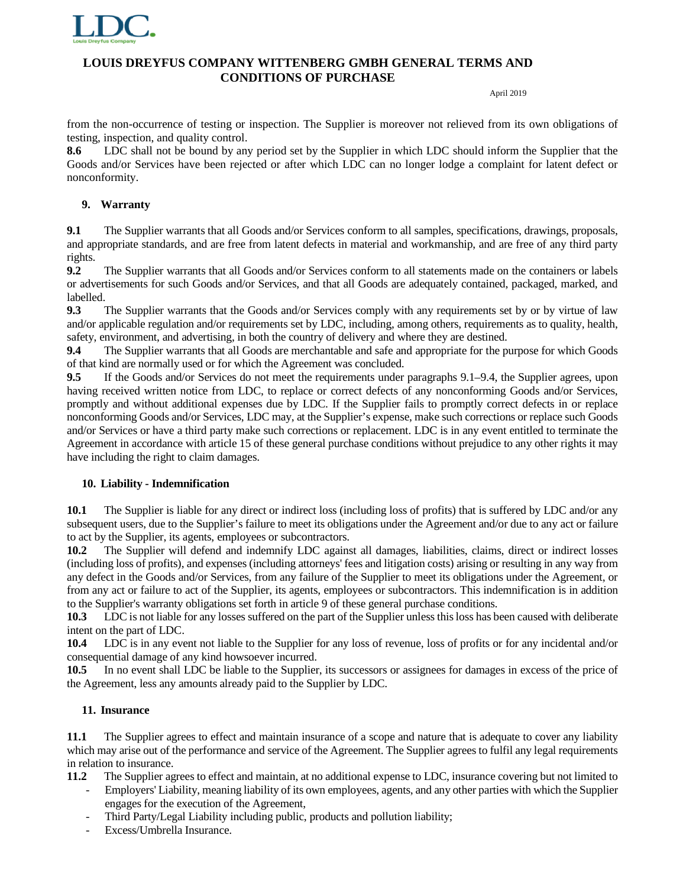from the non-occurrence of testing or inspection. The Supplier is moreover not relieved from its own obligations of testing, inspection, and quality control.

**8.6** LDC shall not be bound by any period set by the Supplier in which LDC should inform the Supplier that the Goods and/or Services have been rejected or after which LDC can no longer lodge a complaint for latent defect or nonconformity.

## 9. Warranty

**9.1** The Supplier warrants that all Goods and/or Services conform to all samples, specifications, drawings, proposals, and appropriate standards, and are free from latent defects in material and workmanship, and are free of any third party rights.

**9.2** The Supplier warrants that all Goods and/or Services conform to all statements made on the containers or labels or advertisements for such Goods and/or Services, and that all Goods are adequately contained, packaged, marked, and labelled.

**9.3** The Supplier warrants that the Goods and/or Services comply with any requirements set by or by virtue of law and/or applicable regulation and/or requirements set by LDC, including, among others, requirements as to quality, health, safety, environment, and advertising, in both the country of delivery and where they are destined.

**9.4** The Supplier warrants that all Goods are merchantable and safe and appropriate for the purpose for which Goods of that kind are normally used or for which the Agreement was concluded.

**9.5** If the Goods and/or Services do not meet the requirements under paragraphs 9.1–9.4, the Supplier agrees, upon having received written notice from LDC, to replace or correct defects of any nonconforming Goods and/or Services, promptly and without additional expenses due by LDC. If the Supplier fails to promptly correct defects in or replace nonconforming Goods and/or Services, LDC may, at the Supplier's expense, make such corrections or replace such Goods and/or Services or have a third party make such corrections or replacement. LDC is in any event entitled to terminate the Agreement in accordance with article 15 of these general purchase conditions without prejudice to any other rights it may have including the right to claim damages.

## 10. Liability - Indemnification

**10.1** The Supplier is liable for any direct or indirect loss (including loss of profits) that is suffered by LDC and/or any subsequent users, due to the Supplier's failure to meet its obligations under the Agreement and/or due to any act or failure to act by the Supplier, its agents, employees or subcontractors.

**10.2** The Supplier will defend and indemnify LDC against all damages, liabilities, claims, direct or indirect losses (including loss of profits), and expenses (including attorneys' fees and litigation costs) arising or resulting in any way from any defect in the Goods and/or Services, from any failure of the Supplier to meet its obligations under the Agreement, or from any act or failure to act of the Supplier, its agents, employees or subcontractors. This indemnification is in addition to the Supplier's warranty obligations set forth in article 9 of these general purchase conditions.

**10.3** LDC is not liable for any losses suffered on the part of the Supplier unless this loss has been caused with deliberate intent on the part of LDC.

**10.4** LDC is in any event not liable to the Supplier for any loss of revenue, loss of profits or for any incidental and/or consequential damage of any kind howsoever incurred.

**10.5** In no event shall LDC be liable to the Supplier, its successors or assignees for damages in excess of the price of the Agreement, less any amounts already paid to the Supplier by LDC.

## 11. Insurance

**11.1** The Supplier agrees to effect and maintain insurance of a scope and nature that is adequate to cover any liability which may arise out of the performance and service of the Agreement. The Supplier agrees to fulfil any legal requirements in relation to insurance.

**11.2** The Supplier agrees to effect and maintain, at no additional expense to LDC, insurance covering but not limited to

- Employers' Liability, meaning liability of its own employees, agents, and any other parties with which the Supplier engages for the execution of the Agreement,
- Third Party/Legal Liability including public, products and pollution liability;
- Excess/Umbrella Insurance.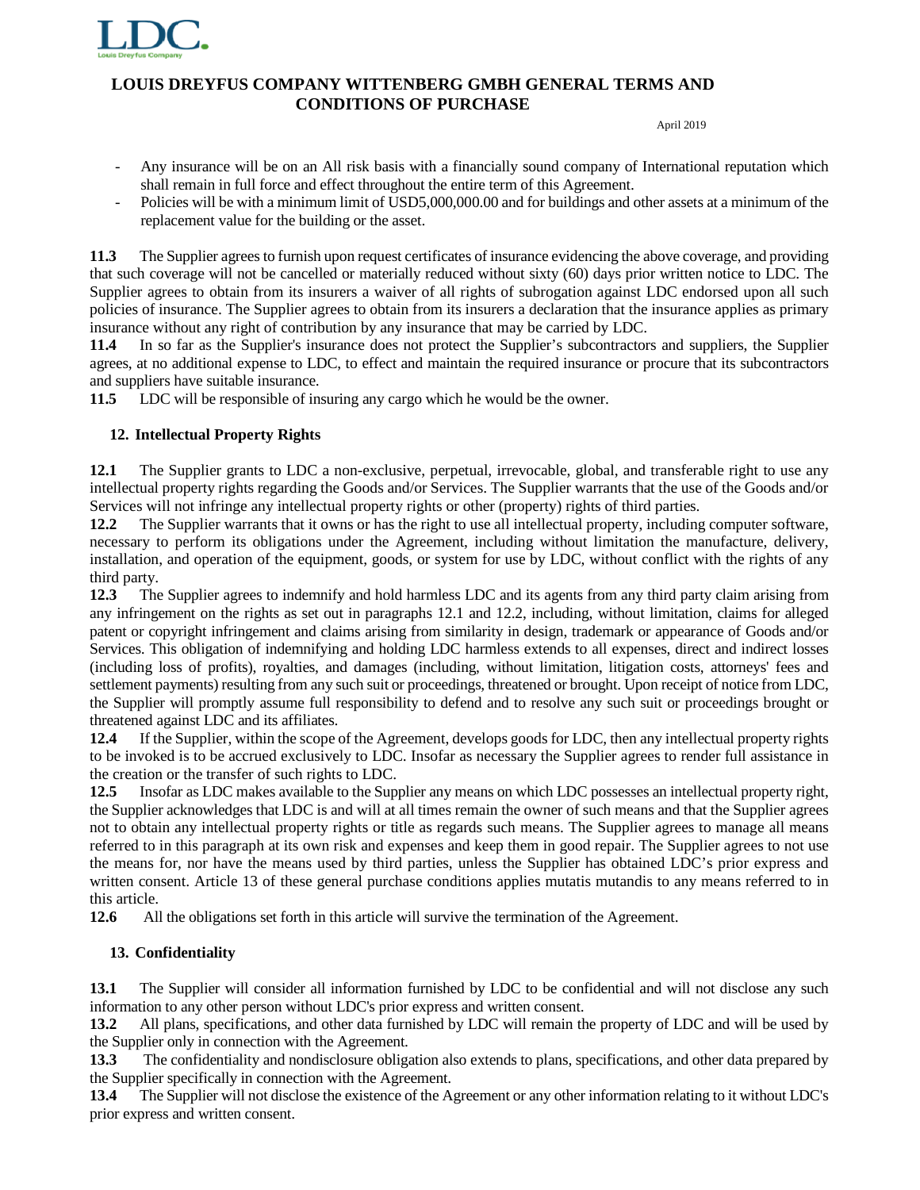- Any insurance will be on an All risk basis with a financially sound company of International reputation which shall remain in full force and effect throughout the entire term of this Agreement.
- Policies will be with a minimum limit of USD5,000,000.00 and for buildings and other assets at a minimum of the replacement value for the building or the asset.

**11.3** The Supplier agrees to furnish upon request certificates of insurance evidencing the above coverage, and providing that such coverage will not be cancelled or materially reduced without sixty (60) days prior written notice to LDC. The Supplier agrees to obtain from its insurers a waiver of all rights of subrogation against LDC endorsed upon all such policies of insurance. The Supplier agrees to obtain from its insurers a declaration that the insurance applies as primary insurance without any right of contribution by any insurance that may be carried by LDC.

**11.4** In so far as the Supplier's insurance does not protect the Supplier's subcontractors and suppliers, the Supplier agrees, at no additional expense to LDC, to effect and maintain the required insurance or procure that its subcontractors and suppliers have suitable insurance.

**11.5** LDC will be responsible of insuring any cargo which he would be the owner.

## 12. Intellectual Property Rights

**12.1** The Supplier grants to LDC a non-exclusive, perpetual, irrevocable, global, and transferable right to use any intellectual property rights regarding the Goods and/or Services. The Supplier warrants that the use of the Goods and/or Services will not infringe any intellectual property rights or other (property) rights of third parties.

**12.2** The Supplier warrants that it owns or has the right to use all intellectual property, including computer software, necessary to perform its obligations under the Agreement, including without limitation the manufacture, delivery, installation, and operation of the equipment, goods, or system for use by LDC, without conflict with the rights of any third party.

**12.3** The Supplier agrees to indemnify and hold harmless LDC and its agents from any third party claim arising from any infringement on the rights as set out in paragraphs 12.1 and 12.2, including, without limitation, claims for alleged patent or copyright infringement and claims arising from similarity in design, trademark or appearance of Goods and/or Services. This obligation of indemnifying and holding LDC harmless extends to all expenses, direct and indirect losses (including loss of profits), royalties, and damages (including, without limitation, litigation costs, attorneys' fees and settlement payments) resulting from any such suit or proceedings, threatened or brought. Upon receipt of notice from LDC, the Supplier will promptly assume full responsibility to defend and to resolve any such suit or proceedings brought or threatened against LDC and its affiliates.

**12.4** If the Supplier, within the scope of the Agreement, develops goods for LDC, then any intellectual property rights to be invoked is to be accrued exclusively to LDC. Insofar as necessary the Supplier agrees to render full assistance in the creation or the transfer of such rights to LDC.

**12.5** Insofar as LDC makes available to the Supplier any means on which LDC possesses an intellectual property right, the Supplier acknowledges that LDC is and will at all times remain the owner of such means and that the Supplier agrees not to obtain any intellectual property rights or title as regards such means. The Supplier agrees to manage all means referred to in this paragraph at its own risk and expenses and keep them in good repair. The Supplier agrees to not use the means for, nor have the means used by third parties, unless the Supplier has obtained LDC's prior express and written consent. Article 13 of these general purchase conditions applies mutatis mutandis to any means referred to in this article.

**12.6** All the obligations set forth in this article will survive the termination of the Agreement.

## 13. Confidentiality

**13.1** The Supplier will consider all information furnished by LDC to be confidential and will not disclose any such information to any other person without LDC's prior express and written consent.

**13.2** All plans, specifications, and other data furnished by LDC will remain the property of LDC and will be used by the Supplier only in connection with the Agreement.

**13.3** The confidentiality and nondisclosure obligation also extends to plans, specifications, and other data prepared by the Supplier specifically in connection with the Agreement.

**13.4** The Supplier will not disclose the existence of the Agreement or any other information relating to it without LDC's prior express and written consent.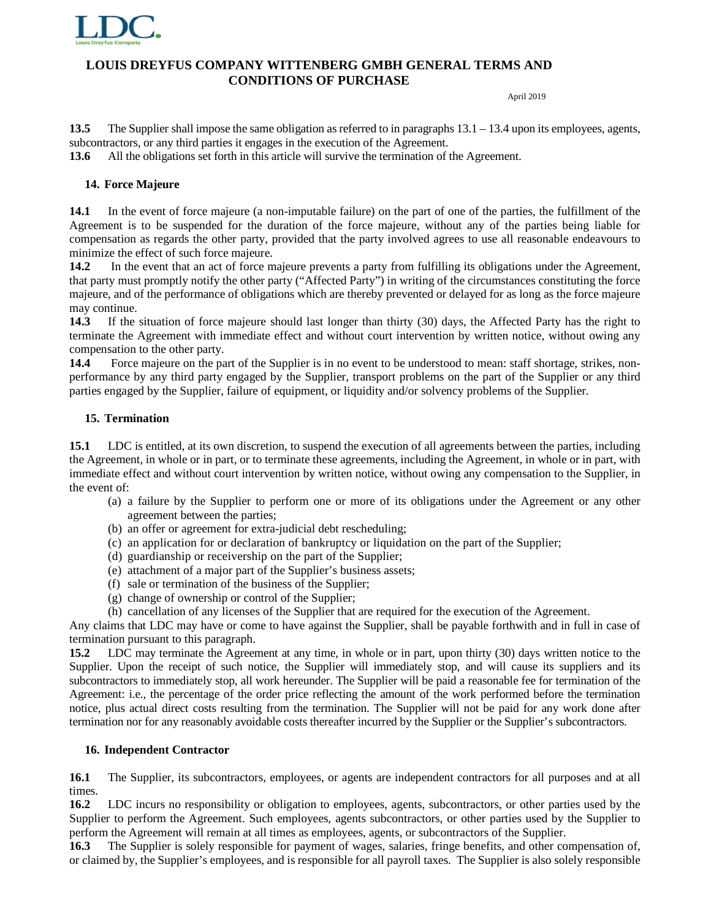**13.5** The Supplier shall impose the same obligation as referred to in paragraphs 13.1 – 13.4 upon its employees, agents, subcontractors, or any third parties it engages in the execution of the Agreement.
**13.6** All the obligations set forth in this article will survive the termination of the Agreement.

## 14. Force Majeure

**14.1** In the event of force majeure (a non-imputable failure) on the part of one of the parties, the fulfillment of the Agreement is to be suspended for the duration of the force majeure, without any of the parties being liable for compensation as regards the other party, provided that the party involved agrees to use all reasonable endeavours to minimize the effect of such force majeure.
**14.2** In the event that an act of force majeure prevents a party from fulfilling its obligations under the Agreement, that party must promptly notify the other party ("Affected Party") in writing of the circumstances constituting the force majeure, and of the performance of obligations which are thereby prevented or delayed for as long as the force majeure may continue.
**14.3** If the situation of force majeure should last longer than thirty (30) days, the Affected Party has the right to terminate the Agreement with immediate effect and without court intervention by written notice, without owing any compensation to the other party.
**14.4** Force majeure on the part of the Supplier is in no event to be understood to mean: staff shortage, strikes, non-performance by any third party engaged by the Supplier, transport problems on the part of the Supplier or any third parties engaged by the Supplier, failure of equipment, or liquidity and/or solvency problems of the Supplier.

## 15. Termination

**15.1** LDC is entitled, at its own discretion, to suspend the execution of all agreements between the parties, including the Agreement, in whole or in part, or to terminate these agreements, including the Agreement, in whole or in part, with immediate effect and without court intervention by written notice, without owing any compensation to the Supplier, in the event of:

(a) a failure by the Supplier to perform one or more of its obligations under the Agreement or any other agreement between the parties;
(b) an offer or agreement for extra-judicial debt rescheduling;
(c) an application for or declaration of bankruptcy or liquidation on the part of the Supplier;
(d) guardianship or receivership on the part of the Supplier;
(e) attachment of a major part of the Supplier's business assets;
(f) sale or termination of the business of the Supplier;
(g) change of ownership or control of the Supplier;
(h) cancellation of any licenses of the Supplier that are required for the execution of the Agreement.

Any claims that LDC may have or come to have against the Supplier, shall be payable forthwith and in full in case of termination pursuant to this paragraph.
**15.2** LDC may terminate the Agreement at any time, in whole or in part, upon thirty (30) days written notice to the Supplier. Upon the receipt of such notice, the Supplier will immediately stop, and will cause its suppliers and its subcontractors to immediately stop, all work hereunder. The Supplier will be paid a reasonable fee for termination of the Agreement: i.e., the percentage of the order price reflecting the amount of the work performed before the termination notice, plus actual direct costs resulting from the termination. The Supplier will not be paid for any work done after termination nor for any reasonably avoidable costs thereafter incurred by the Supplier or the Supplier's subcontractors.

## 16. Independent Contractor

**16.1** The Supplier, its subcontractors, employees, or agents are independent contractors for all purposes and at all times.
**16.2** LDC incurs no responsibility or obligation to employees, agents, subcontractors, or other parties used by the Supplier to perform the Agreement. Such employees, agents subcontractors, or other parties used by the Supplier to perform the Agreement will remain at all times as employees, agents, or subcontractors of the Supplier.
**16.3** The Supplier is solely responsible for payment of wages, salaries, fringe benefits, and other compensation of, or claimed by, the Supplier's employees, and is responsible for all payroll taxes. The Supplier is also solely responsible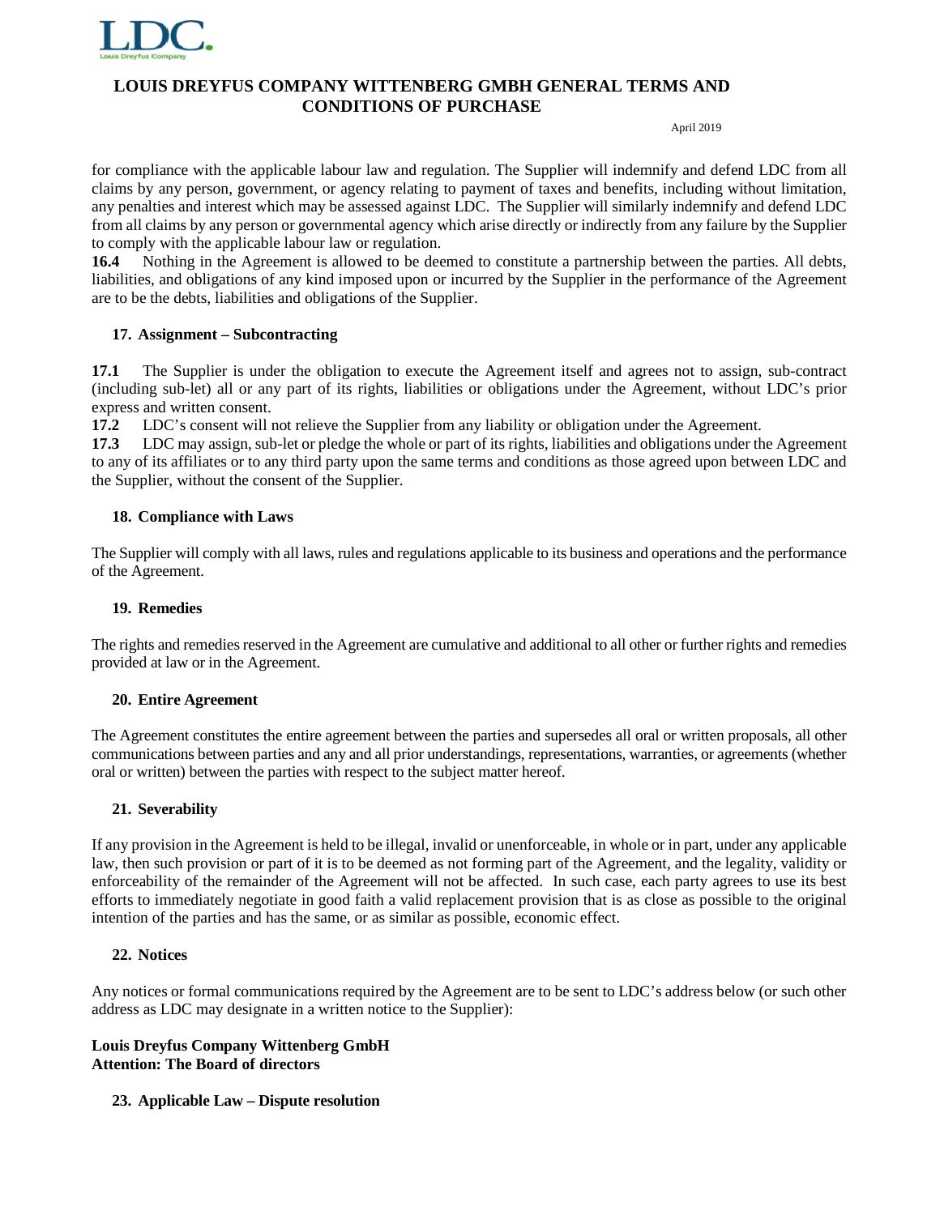for compliance with the applicable labour law and regulation. The Supplier will indemnify and defend LDC from all claims by any person, government, or agency relating to payment of taxes and benefits, including without limitation, any penalties and interest which may be assessed against LDC. The Supplier will similarly indemnify and defend LDC from all claims by any person or governmental agency which arise directly or indirectly from any failure by the Supplier to comply with the applicable labour law or regulation.

**16.4** Nothing in the Agreement is allowed to be deemed to constitute a partnership between the parties. All debts, liabilities, and obligations of any kind imposed upon or incurred by the Supplier in the performance of the Agreement are to be the debts, liabilities and obligations of the Supplier.

## 17. Assignment – Subcontracting

**17.1** The Supplier is under the obligation to execute the Agreement itself and agrees not to assign, sub-contract (including sub-let) all or any part of its rights, liabilities or obligations under the Agreement, without LDC's prior express and written consent.

**17.2** LDC's consent will not relieve the Supplier from any liability or obligation under the Agreement.

**17.3** LDC may assign, sub-let or pledge the whole or part of its rights, liabilities and obligations under the Agreement to any of its affiliates or to any third party upon the same terms and conditions as those agreed upon between LDC and the Supplier, without the consent of the Supplier.

## 18. Compliance with Laws

The Supplier will comply with all laws, rules and regulations applicable to its business and operations and the performance of the Agreement.

## 19. Remedies

The rights and remedies reserved in the Agreement are cumulative and additional to all other or further rights and remedies provided at law or in the Agreement.

## 20. Entire Agreement

The Agreement constitutes the entire agreement between the parties and supersedes all oral or written proposals, all other communications between parties and any and all prior understandings, representations, warranties, or agreements (whether oral or written) between the parties with respect to the subject matter hereof.

## 21. Severability

If any provision in the Agreement is held to be illegal, invalid or unenforceable, in whole or in part, under any applicable law, then such provision or part of it is to be deemed as not forming part of the Agreement, and the legality, validity or enforceability of the remainder of the Agreement will not be affected. In such case, each party agrees to use its best efforts to immediately negotiate in good faith a valid replacement provision that is as close as possible to the original intention of the parties and has the same, or as similar as possible, economic effect.

## 22. Notices

Any notices or formal communications required by the Agreement are to be sent to LDC's address below (or such other address as LDC may designate in a written notice to the Supplier):

**Louis Dreyfus Company Wittenberg GmbH**
**Attention: The Board of directors**

## 23. Applicable Law – Dispute resolution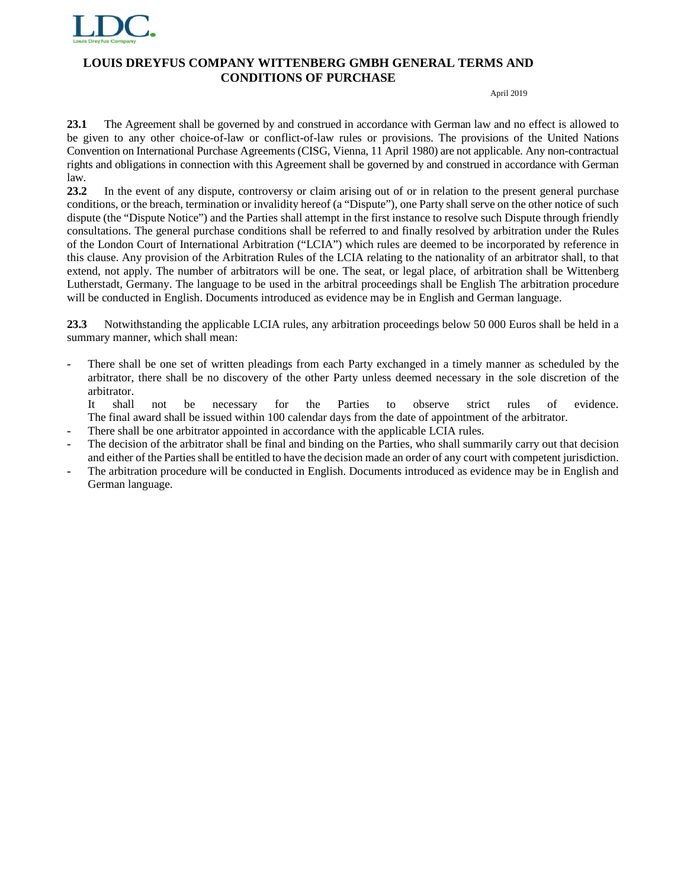# LOUIS DREYFUS COMPANY WITTENBERG GMBH GENERAL TERMS AND CONDITIONS OF PURCHASE

April 2019

**23.1** The Agreement shall be governed by and construed in accordance with German law and no effect is allowed to be given to any other choice-of-law or conflict-of-law rules or provisions. The provisions of the United Nations Convention on International Purchase Agreements (CISG, Vienna, 11 April 1980) are not applicable. Any non-contractual rights and obligations in connection with this Agreement shall be governed by and construed in accordance with German law.

**23.2** In the event of any dispute, controversy or claim arising out of or in relation to the present general purchase conditions, or the breach, termination or invalidity hereof (a "Dispute"), one Party shall serve on the other notice of such dispute (the "Dispute Notice") and the Parties shall attempt in the first instance to resolve such Dispute through friendly consultations. The general purchase conditions shall be referred to and finally resolved by arbitration under the Rules of the London Court of International Arbitration ("LCIA") which rules are deemed to be incorporated by reference in this clause. Any provision of the Arbitration Rules of the LCIA relating to the nationality of an arbitrator shall, to that extend, not apply. The number of arbitrators will be one. The seat, or legal place, of arbitration shall be Wittenberg Lutherstadt, Germany. The language to be used in the arbitral proceedings shall be English The arbitration procedure will be conducted in English. Documents introduced as evidence may be in English and German language.

**23.3** Notwithstanding the applicable LCIA rules, any arbitration proceedings below 50 000 Euros shall be held in a summary manner, which shall mean:

- There shall be one set of written pleadings from each Party exchanged in a timely manner as scheduled by the arbitrator, there shall be no discovery of the other Party unless deemed necessary in the sole discretion of the arbitrator.
  It shall not be necessary for the Parties to observe strict rules of evidence. The final award shall be issued within 100 calendar days from the date of appointment of the arbitrator.
- There shall be one arbitrator appointed in accordance with the applicable LCIA rules.
- The decision of the arbitrator shall be final and binding on the Parties, who shall summarily carry out that decision and either of the Parties shall be entitled to have the decision made an order of any court with competent jurisdiction.
- The arbitration procedure will be conducted in English. Documents introduced as evidence may be in English and German language.